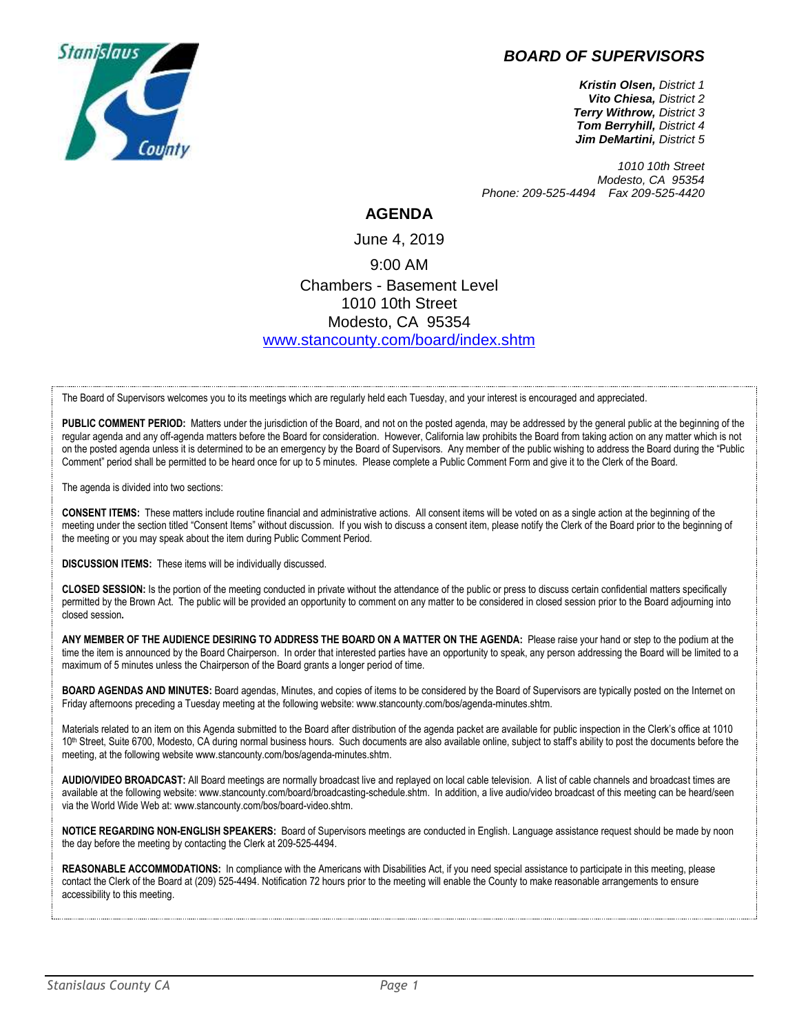# BOARD OF SUPERVISORS

***Kristin Olsen,*** *District 1*
***Vito Chiesa,*** *District 2*
***Terry Withrow,*** *District 3*
***Tom Berryhill,*** *District 4*
***Jim DeMartini,*** *District 5*

*1010 10th Street*
*Modesto, CA 95354*
*Phone: 209-525-4494 Fax 209-525-4420*

## AGENDA

June 4, 2019

9:00 AM

Chambers - Basement Level
1010 10th Street
Modesto, CA 95354
[www.stancounty.com/board/index.shtm](www.stancounty.com/board/index.shtm)

The Board of Supervisors welcomes you to its meetings which are regularly held each Tuesday, and your interest is encouraged and appreciated.

**PUBLIC COMMENT PERIOD:** Matters under the jurisdiction of the Board, and not on the posted agenda, may be addressed by the general public at the beginning of the regular agenda and any off-agenda matters before the Board for consideration. However, California law prohibits the Board from taking action on any matter which is not on the posted agenda unless it is determined to be an emergency by the Board of Supervisors. Any member of the public wishing to address the Board during the "Public Comment" period shall be permitted to be heard once for up to 5 minutes. Please complete a Public Comment Form and give it to the Clerk of the Board.

The agenda is divided into two sections:

**CONSENT ITEMS:** These matters include routine financial and administrative actions. All consent items will be voted on as a single action at the beginning of the meeting under the section titled "Consent Items" without discussion. If you wish to discuss a consent item, please notify the Clerk of the Board prior to the beginning of the meeting or you may speak about the item during Public Comment Period.

**DISCUSSION ITEMS:** These items will be individually discussed.

**CLOSED SESSION:** Is the portion of the meeting conducted in private without the attendance of the public or press to discuss certain confidential matters specifically permitted by the Brown Act. The public will be provided an opportunity to comment on any matter to be considered in closed session prior to the Board adjourning into closed session**.**

**ANY MEMBER OF THE AUDIENCE DESIRING TO ADDRESS THE BOARD ON A MATTER ON THE AGENDA:** Please raise your hand or step to the podium at the time the item is announced by the Board Chairperson. In order that interested parties have an opportunity to speak, any person addressing the Board will be limited to a maximum of 5 minutes unless the Chairperson of the Board grants a longer period of time.

**BOARD AGENDAS AND MINUTES:** Board agendas, Minutes, and copies of items to be considered by the Board of Supervisors are typically posted on the Internet on Friday afternoons preceding a Tuesday meeting at the following website: www.stancounty.com/bos/agenda-minutes.shtm.

Materials related to an item on this Agenda submitted to the Board after distribution of the agenda packet are available for public inspection in the Clerk's office at 1010 10th Street, Suite 6700, Modesto, CA during normal business hours. Such documents are also available online, subject to staff's ability to post the documents before the meeting, at the following website www.stancounty.com/bos/agenda-minutes.shtm.

**AUDIO/VIDEO BROADCAST:** All Board meetings are normally broadcast live and replayed on local cable television. A list of cable channels and broadcast times are available at the following website: www.stancounty.com/board/broadcasting-schedule.shtm. In addition, a live audio/video broadcast of this meeting can be heard/seen via the World Wide Web at: www.stancounty.com/bos/board-video.shtm.

**NOTICE REGARDING NON-ENGLISH SPEAKERS:** Board of Supervisors meetings are conducted in English. Language assistance request should be made by noon the day before the meeting by contacting the Clerk at 209-525-4494.

**REASONABLE ACCOMMODATIONS:** In compliance with the Americans with Disabilities Act, if you need special assistance to participate in this meeting, please contact the Clerk of the Board at (209) 525-4494. Notification 72 hours prior to the meeting will enable the County to make reasonable arrangements to ensure accessibility to this meeting.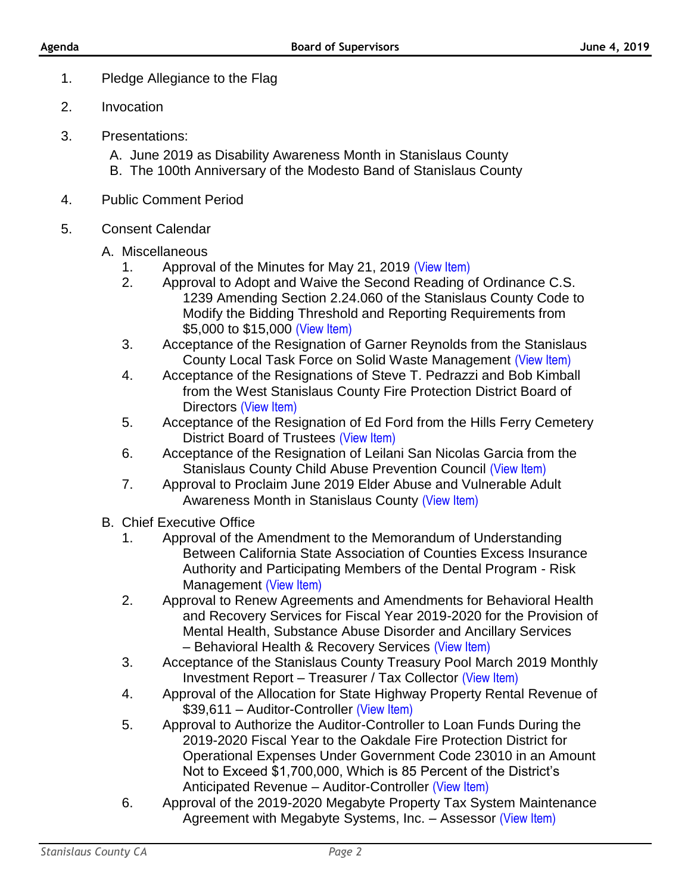1. Pledge Allegiance to the Flag
2. Invocation
3. Presentations:
   A. June 2019 as Disability Awareness Month in Stanislaus County
   B. The 100th Anniversary of the Modesto Band of Stanislaus County
4. Public Comment Period
5. Consent Calendar
   A. Miscellaneous
      1. Approval of the Minutes for May 21, 2019 (View Item)
      2. Approval to Adopt and Waive the Second Reading of Ordinance C.S. 1239 Amending Section 2.24.060 of the Stanislaus County Code to Modify the Bidding Threshold and Reporting Requirements from $5,000 to $15,000 (View Item)
      3. Acceptance of the Resignation of Garner Reynolds from the Stanislaus County Local Task Force on Solid Waste Management (View Item)
      4. Acceptance of the Resignations of Steve T. Pedrazzi and Bob Kimball from the West Stanislaus County Fire Protection District Board of Directors (View Item)
      5. Acceptance of the Resignation of Ed Ford from the Hills Ferry Cemetery District Board of Trustees (View Item)
      6. Acceptance of the Resignation of Leilani San Nicolas Garcia from the Stanislaus County Child Abuse Prevention Council (View Item)
      7. Approval to Proclaim June 2019 Elder Abuse and Vulnerable Adult Awareness Month in Stanislaus County (View Item)
   B. Chief Executive Office
      1. Approval of the Amendment to the Memorandum of Understanding Between California State Association of Counties Excess Insurance Authority and Participating Members of the Dental Program - Risk Management (View Item)
      2. Approval to Renew Agreements and Amendments for Behavioral Health and Recovery Services for Fiscal Year 2019-2020 for the Provision of Mental Health, Substance Abuse Disorder and Ancillary Services – Behavioral Health & Recovery Services (View Item)
      3. Acceptance of the Stanislaus County Treasury Pool March 2019 Monthly Investment Report – Treasurer / Tax Collector (View Item)
      4. Approval of the Allocation for State Highway Property Rental Revenue of $39,611 – Auditor-Controller (View Item)
      5. Approval to Authorize the Auditor-Controller to Loan Funds During the 2019-2020 Fiscal Year to the Oakdale Fire Protection District for Operational Expenses Under Government Code 23010 in an Amount Not to Exceed $1,700,000, Which is 85 Percent of the District's Anticipated Revenue – Auditor-Controller (View Item)
      6. Approval of the 2019-2020 Megabyte Property Tax System Maintenance Agreement with Megabyte Systems, Inc. – Assessor (View Item)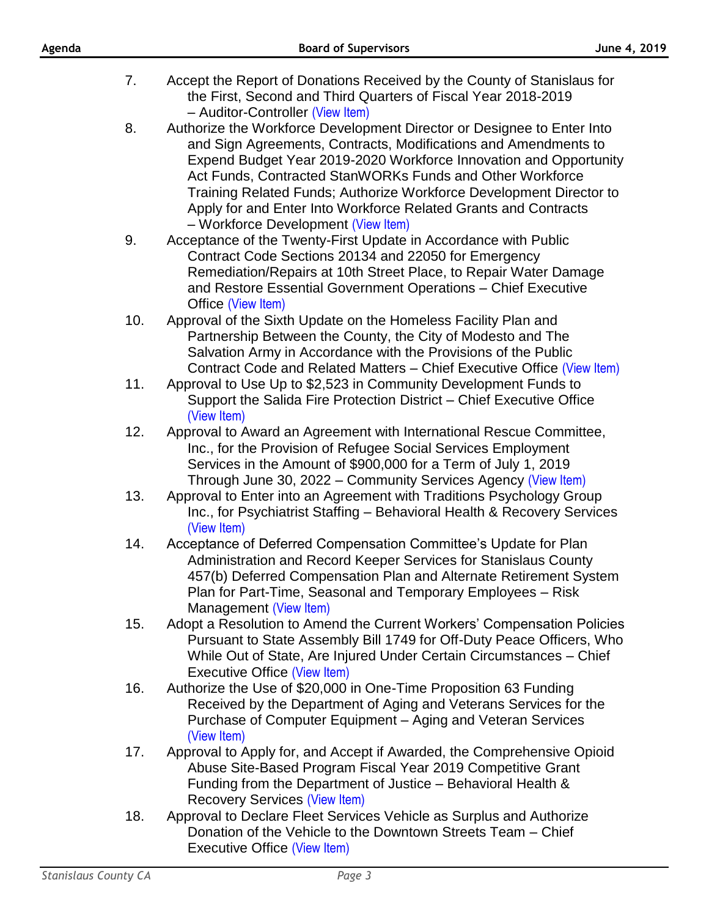7. Accept the Report of Donations Received by the County of Stanislaus for the First, Second and Third Quarters of Fiscal Year 2018-2019 – Auditor-Controller (View Item)
8. Authorize the Workforce Development Director or Designee to Enter Into and Sign Agreements, Contracts, Modifications and Amendments to Expend Budget Year 2019-2020 Workforce Innovation and Opportunity Act Funds, Contracted StanWORKs Funds and Other Workforce Training Related Funds; Authorize Workforce Development Director to Apply for and Enter Into Workforce Related Grants and Contracts – Workforce Development (View Item)
9. Acceptance of the Twenty-First Update in Accordance with Public Contract Code Sections 20134 and 22050 for Emergency Remediation/Repairs at 10th Street Place, to Repair Water Damage and Restore Essential Government Operations – Chief Executive Office (View Item)
10. Approval of the Sixth Update on the Homeless Facility Plan and Partnership Between the County, the City of Modesto and The Salvation Army in Accordance with the Provisions of the Public Contract Code and Related Matters – Chief Executive Office (View Item)
11. Approval to Use Up to $2,523 in Community Development Funds to Support the Salida Fire Protection District – Chief Executive Office (View Item)
12. Approval to Award an Agreement with International Rescue Committee, Inc., for the Provision of Refugee Social Services Employment Services in the Amount of $900,000 for a Term of July 1, 2019 Through June 30, 2022 – Community Services Agency (View Item)
13. Approval to Enter into an Agreement with Traditions Psychology Group Inc., for Psychiatrist Staffing – Behavioral Health & Recovery Services (View Item)
14. Acceptance of Deferred Compensation Committee's Update for Plan Administration and Record Keeper Services for Stanislaus County 457(b) Deferred Compensation Plan and Alternate Retirement System Plan for Part-Time, Seasonal and Temporary Employees – Risk Management (View Item)
15. Adopt a Resolution to Amend the Current Workers' Compensation Policies Pursuant to State Assembly Bill 1749 for Off-Duty Peace Officers, Who While Out of State, Are Injured Under Certain Circumstances – Chief Executive Office (View Item)
16. Authorize the Use of $20,000 in One-Time Proposition 63 Funding Received by the Department of Aging and Veterans Services for the Purchase of Computer Equipment – Aging and Veteran Services (View Item)
17. Approval to Apply for, and Accept if Awarded, the Comprehensive Opioid Abuse Site-Based Program Fiscal Year 2019 Competitive Grant Funding from the Department of Justice – Behavioral Health & Recovery Services (View Item)
18. Approval to Declare Fleet Services Vehicle as Surplus and Authorize Donation of the Vehicle to the Downtown Streets Team – Chief Executive Office (View Item)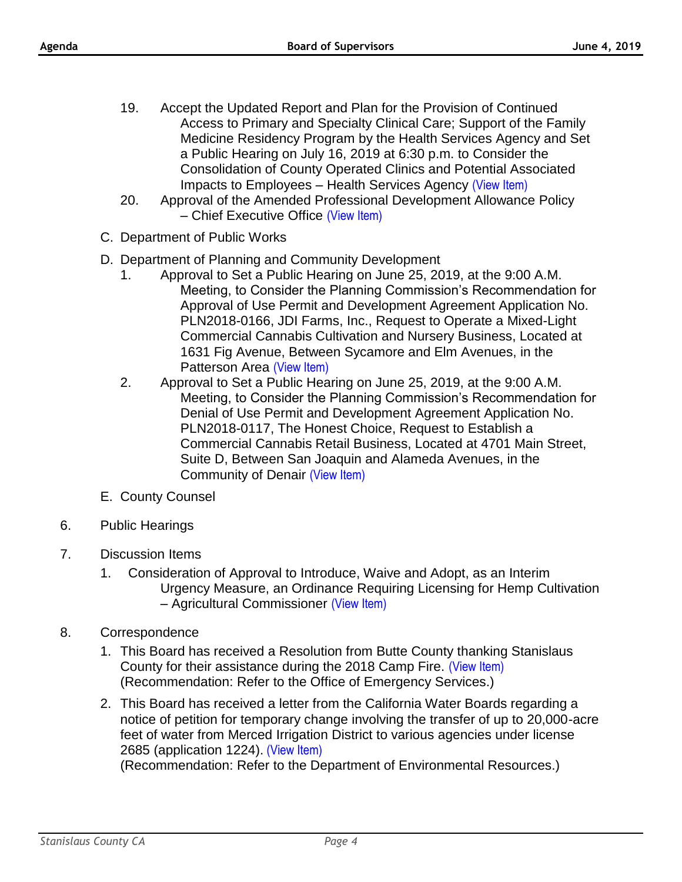19. Accept the Updated Report and Plan for the Provision of Continued Access to Primary and Specialty Clinical Care; Support of the Family Medicine Residency Program by the Health Services Agency and Set a Public Hearing on July 16, 2019 at 6:30 p.m. to Consider the Consolidation of County Operated Clinics and Potential Associated Impacts to Employees – Health Services Agency (View Item)
20. Approval of the Amended Professional Development Allowance Policy – Chief Executive Office (View Item)

C. Department of Public Works

D. Department of Planning and Community Development

1. Approval to Set a Public Hearing on June 25, 2019, at the 9:00 A.M. Meeting, to Consider the Planning Commission's Recommendation for Approval of Use Permit and Development Agreement Application No. PLN2018-0166, JDI Farms, Inc., Request to Operate a Mixed-Light Commercial Cannabis Cultivation and Nursery Business, Located at 1631 Fig Avenue, Between Sycamore and Elm Avenues, in the Patterson Area (View Item)
2. Approval to Set a Public Hearing on June 25, 2019, at the 9:00 A.M. Meeting, to Consider the Planning Commission's Recommendation for Denial of Use Permit and Development Agreement Application No. PLN2018-0117, The Honest Choice, Request to Establish a Commercial Cannabis Retail Business, Located at 4701 Main Street, Suite D, Between San Joaquin and Alameda Avenues, in the Community of Denair (View Item)

E. County Counsel

6. Public Hearings

7. Discussion Items

   1. Consideration of Approval to Introduce, Waive and Adopt, as an Interim Urgency Measure, an Ordinance Requiring Licensing for Hemp Cultivation – Agricultural Commissioner (View Item)

8. Correspondence

   1. This Board has received a Resolution from Butte County thanking Stanislaus County for their assistance during the 2018 Camp Fire. (View Item)
      (Recommendation: Refer to the Office of Emergency Services.)
   2. This Board has received a letter from the California Water Boards regarding a notice of petition for temporary change involving the transfer of up to 20,000-acre feet of water from Merced Irrigation District to various agencies under license 2685 (application 1224). (View Item)
      (Recommendation: Refer to the Department of Environmental Resources.)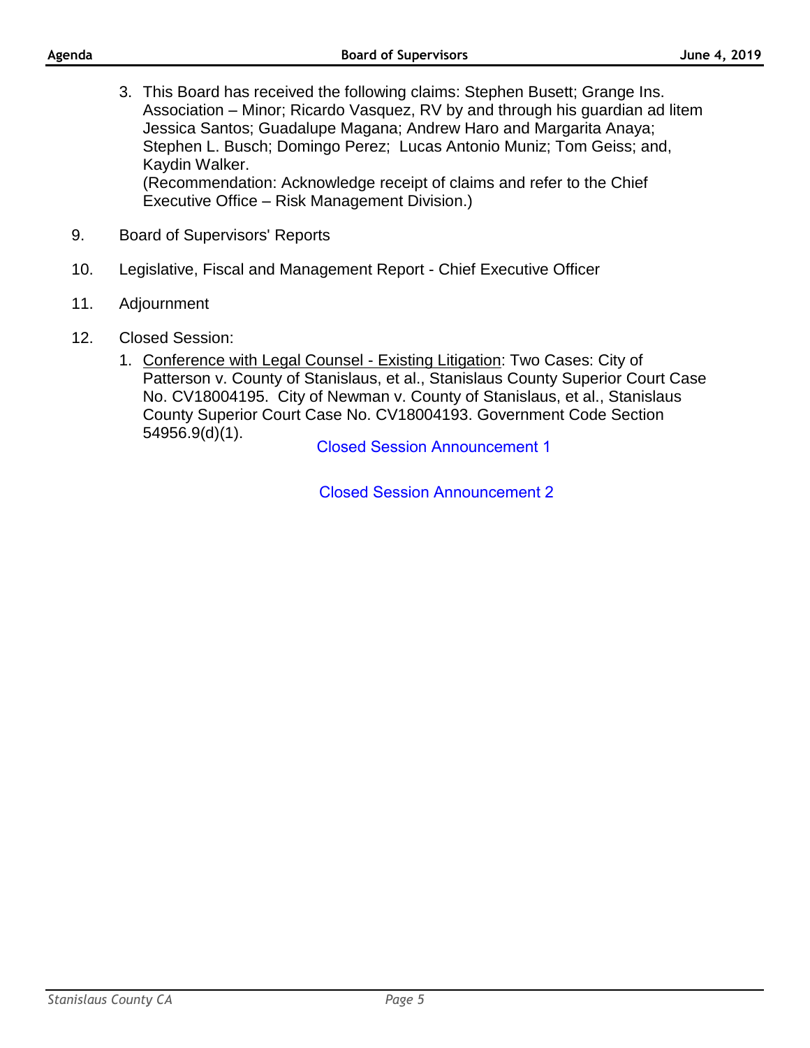3. This Board has received the following claims: Stephen Busett; Grange Ins. Association – Minor; Ricardo Vasquez, RV by and through his guardian ad litem Jessica Santos; Guadalupe Magana; Andrew Haro and Margarita Anaya; Stephen L. Busch; Domingo Perez; Lucas Antonio Muniz; Tom Geiss; and, Kaydin Walker.
   (Recommendation: Acknowledge receipt of claims and refer to the Chief Executive Office – Risk Management Division.)

9. Board of Supervisors' Reports

10. Legislative, Fiscal and Management Report - Chief Executive Officer

11. Adjournment

12. Closed Session:

    1. Conference with Legal Counsel - Existing Litigation: Two Cases: City of Patterson v. County of Stanislaus, et al., Stanislaus County Superior Court Case No. CV18004195. City of Newman v. County of Stanislaus, et al., Stanislaus County Superior Court Case No. CV18004193. Government Code Section 54956.9(d)(1).

Closed Session Announcement 1

Closed Session Announcement 2